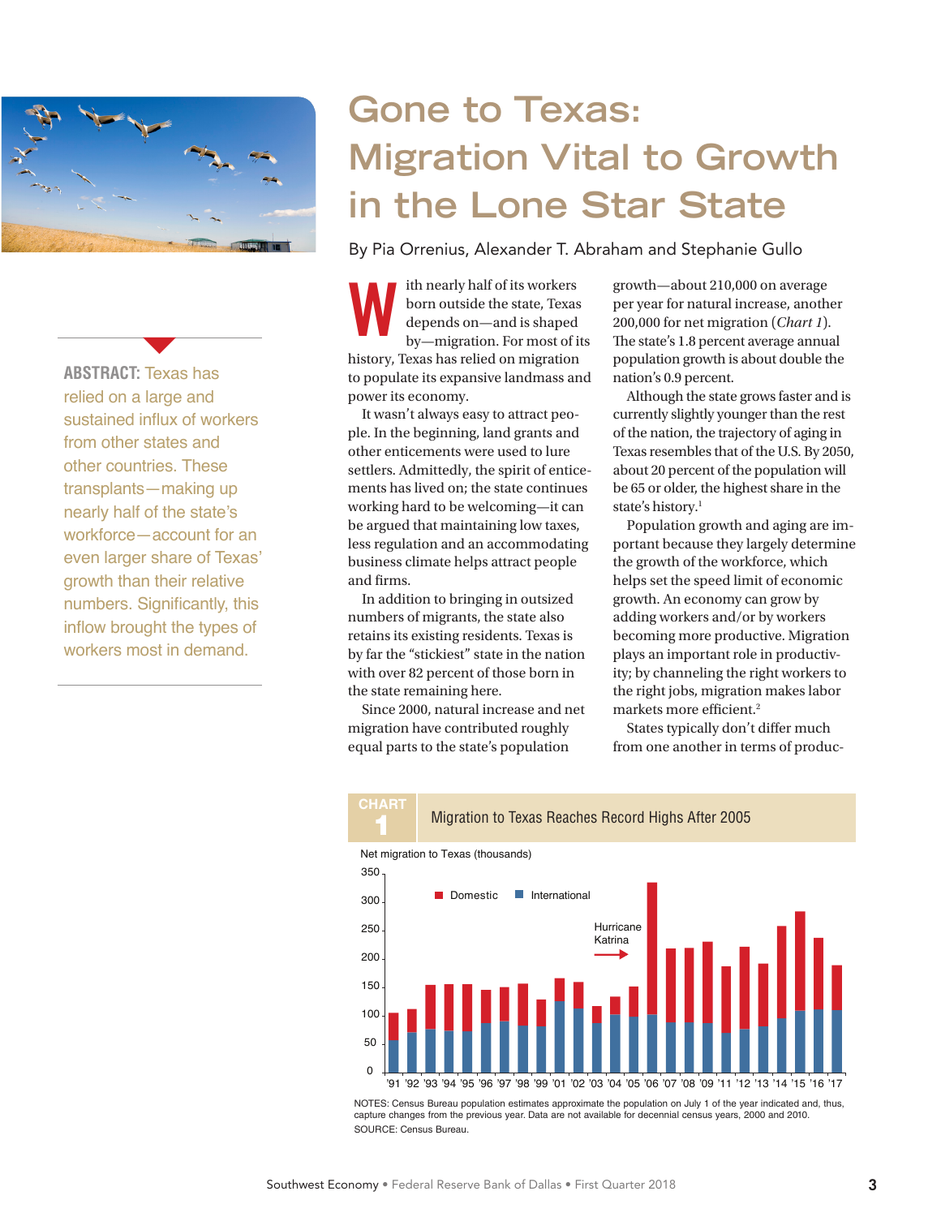# Gone to Texas: Migration Vital to Growth in the Lone Star State

By Pia Orrenius, Alexander T. Abraham and Stephanie Gullo

**ABSTRACT:** Texas has relied on a large and sustained influx of workers from other states and other countries. These transplants—making up nearly half of the state's workforce—account for an even larger share of Texas' growth than their relative numbers. Significantly, this inflow brought the types of workers most in demand.

With nearly half of its workers born outside the state, Texas depends on—and is shaped by—migration. For most of its history, Texas has relied on migration to populate its expansive landmass and power its economy.

It wasn't always easy to attract people. In the beginning, land grants and other enticements were used to lure settlers. Admittedly, the spirit of enticements has lived on; the state continues working hard to be welcoming—it can be argued that maintaining low taxes, less regulation and an accommodating business climate helps attract people and firms.

In addition to bringing in outsized numbers of migrants, the state also retains its existing residents. Texas is by far the "stickiest" state in the nation with over 82 percent of those born in the state remaining here.

Since 2000, natural increase and net migration have contributed roughly equal parts to the state's population growth—about 210,000 on average per year for natural increase, another 200,000 for net migration (*Chart 1*). The state's 1.8 percent average annual population growth is about double the nation's 0.9 percent.

Although the state grows faster and is currently slightly younger than the rest of the nation, the trajectory of aging in Texas resembles that of the U.S. By 2050, about 20 percent of the population will be 65 or older, the highest share in the state's history.[1]

Population growth and aging are important because they largely determine the growth of the workforce, which helps set the speed limit of economic growth. An economy can grow by adding workers and/or by workers becoming more productive. Migration plays an important role in productivity; by channeling the right workers to the right jobs, migration makes labor markets more efficient.[2]

States typically don't differ much from one another in terms of produc-

**CHART 1** Migration to Texas Reaches Record Highs After 2005

Net migration to Texas (thousands)

NOTES: Census Bureau population estimates approximate the population on July 1 of the year indicated and, thus, capture changes from the previous year. Data are not available for decennial census years, 2000 and 2010.

SOURCE: Census Bureau.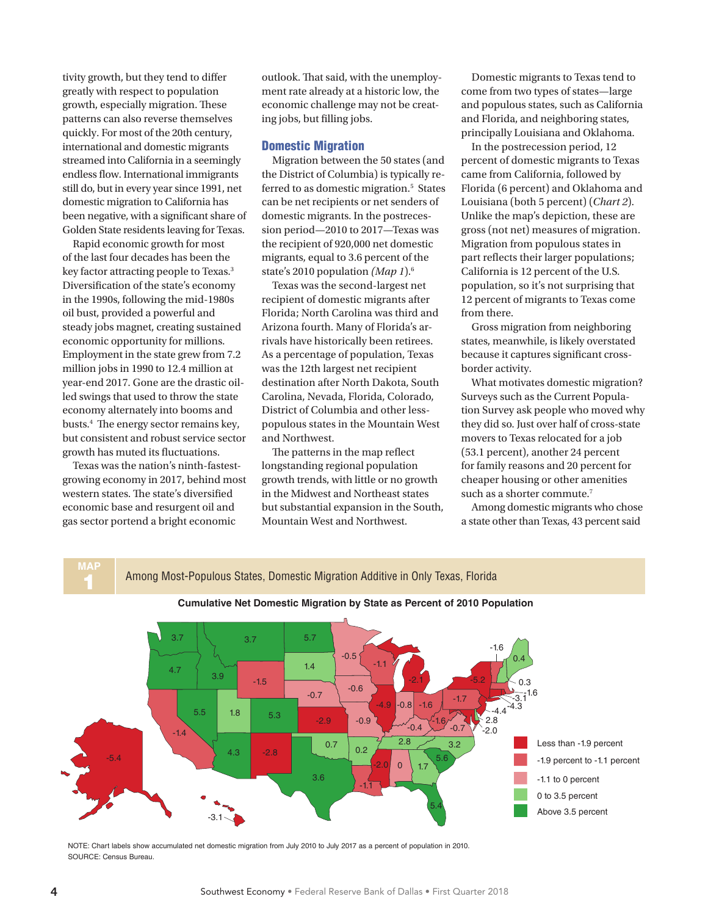tivity growth, but they tend to differ greatly with respect to population growth, especially migration. These patterns can also reverse themselves quickly. For most of the 20th century, international and domestic migrants streamed into California in a seemingly endless flow. International immigrants still do, but in every year since 1991, net domestic migration to California has been negative, with a significant share of Golden State residents leaving for Texas.

Rapid economic growth for most of the last four decades has been the key factor attracting people to Texas.[3] Diversification of the state's economy in the 1990s, following the mid-1980s oil bust, provided a powerful and steady jobs magnet, creating sustained economic opportunity for millions. Employment in the state grew from 7.2 million jobs in 1990 to 12.4 million at year-end 2017. Gone are the drastic oil-led swings that used to throw the state economy alternately into booms and busts.[4] The energy sector remains key, but consistent and robust service sector growth has muted its fluctuations.

Texas was the nation's ninth-fastest-growing economy in 2017, behind most western states. The state's diversified economic base and resurgent oil and gas sector portend a bright economic outlook. That said, with the unemployment rate already at a historic low, the economic challenge may not be creating jobs, but filling jobs.

## Domestic Migration

Migration between the 50 states (and the District of Columbia) is typically referred to as domestic migration.[5] States can be net recipients or net senders of domestic migrants. In the postrecession period—2010 to 2017—Texas was the recipient of 920,000 net domestic migrants, equal to 3.6 percent of the state's 2010 population *(Map 1)*.[6]

Texas was the second-largest net recipient of domestic migrants after Florida; North Carolina was third and Arizona fourth. Many of Florida's arrivals have historically been retirees. As a percentage of population, Texas was the 12th largest net recipient destination after North Dakota, South Carolina, Nevada, Florida, Colorado, District of Columbia and other less-populous states in the Mountain West and Northwest.

The patterns in the map reflect longstanding regional population growth trends, with little or no growth in the Midwest and Northeast states but substantial expansion in the South, Mountain West and Northwest.

Domestic migrants to Texas tend to come from two types of states—large and populous states, such as California and Florida, and neighboring states, principally Louisiana and Oklahoma.

In the postrecession period, 12 percent of domestic migrants to Texas came from California, followed by Florida (6 percent) and Oklahoma and Louisiana (both 5 percent) (*Chart 2*). Unlike the map's depiction, these are gross (not net) measures of migration. Migration from populous states in part reflects their larger populations; California is 12 percent of the U.S. population, so it's not surprising that 12 percent of migrants to Texas come from there.

Gross migration from neighboring states, meanwhile, is likely overstated because it captures significant cross-border activity.

What motivates domestic migration? Surveys such as the Current Population Survey ask people who moved why they did so. Just over half of cross-state movers to Texas relocated for a job (53.1 percent), another 24 percent for family reasons and 20 percent for cheaper housing or other amenities such as a shorter commute.[7]

Among domestic migrants who chose a state other than Texas, 43 percent said

**MAP 1** Among Most-Populous States, Domestic Migration Additive in Only Texas, Florida

**Cumulative Net Domestic Migration by State as Percent of 2010 Population**

NOTE: Chart labels show accumulated net domestic migration from July 2010 to July 2017 as a percent of population in 2010.
SOURCE: Census Bureau.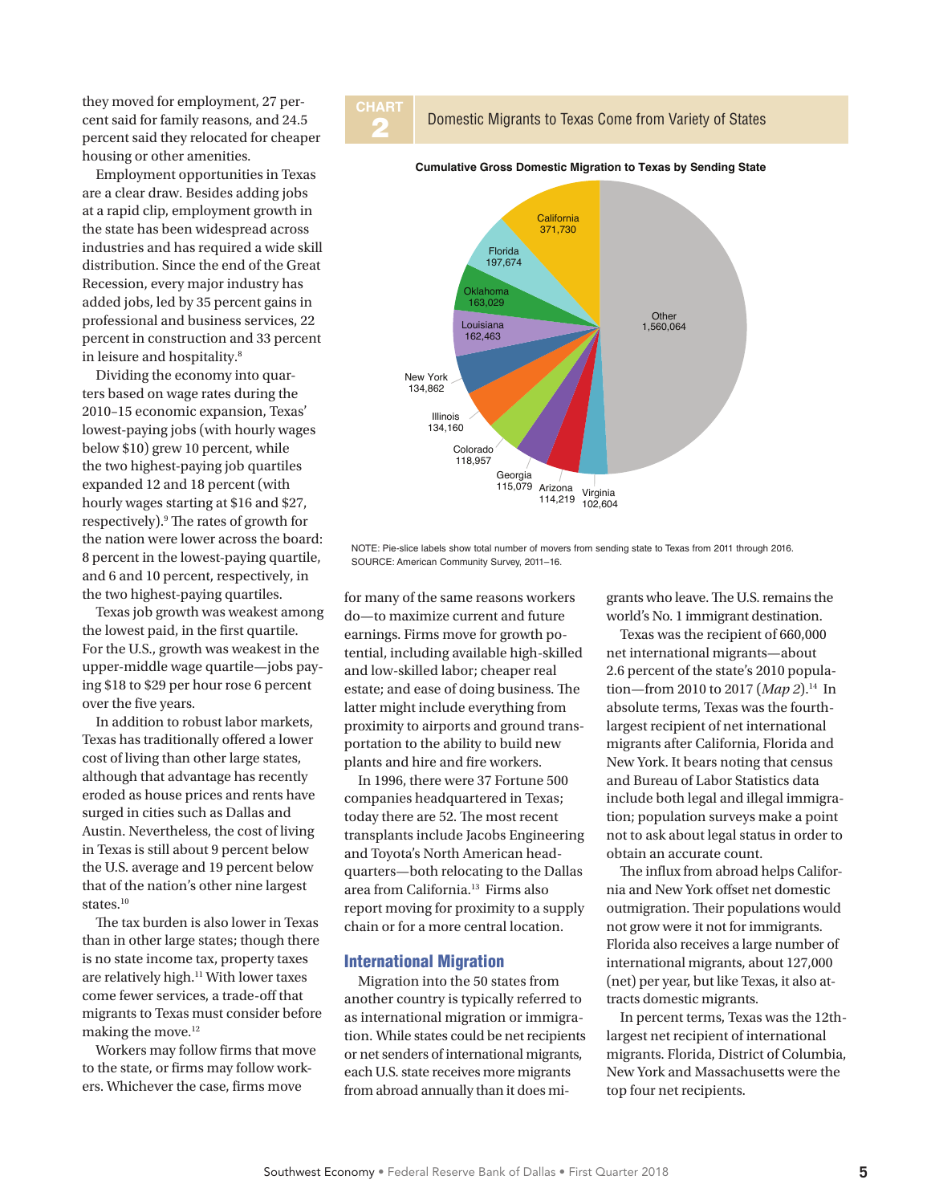they moved for employment, 27 percent said for family reasons, and 24.5 percent said they relocated for cheaper housing or other amenities.

Employment opportunities in Texas are a clear draw. Besides adding jobs at a rapid clip, employment growth in the state has been widespread across industries and has required a wide skill distribution. Since the end of the Great Recession, every major industry has added jobs, led by 35 percent gains in professional and business services, 22 percent in construction and 33 percent in leisure and hospitality.[8]

Dividing the economy into quarters based on wage rates during the 2010–15 economic expansion, Texas' lowest-paying jobs (with hourly wages below $10) grew 10 percent, while the two highest-paying job quartiles expanded 12 and 18 percent (with hourly wages starting at $16 and $27, respectively).[9] The rates of growth for the nation were lower across the board: 8 percent in the lowest-paying quartile, and 6 and 10 percent, respectively, in the two highest-paying quartiles.

Texas job growth was weakest among the lowest paid, in the first quartile. For the U.S., growth was weakest in the upper-middle wage quartile—jobs paying $18 to $29 per hour rose 6 percent over the five years.

In addition to robust labor markets, Texas has traditionally offered a lower cost of living than other large states, although that advantage has recently eroded as house prices and rents have surged in cities such as Dallas and Austin. Nevertheless, the cost of living in Texas is still about 9 percent below the U.S. average and 19 percent below that of the nation's other nine largest states.[10]

The tax burden is also lower in Texas than in other large states; though there is no state income tax, property taxes are relatively high.[11] With lower taxes come fewer services, a trade-off that migrants to Texas must consider before making the move.[12]

Workers may follow firms that move to the state, or firms may follow workers. Whichever the case, firms move for many of the same reasons workers do—to maximize current and future earnings. Firms move for growth potential, including available high-skilled and low-skilled labor; cheaper real estate; and ease of doing business. The latter might include everything from proximity to airports and ground transportation to the ability to build new plants and hire and fire workers.

In 1996, there were 37 Fortune 500 companies headquartered in Texas; today there are 52. The most recent transplants include Jacobs Engineering and Toyota's North American headquarters—both relocating to the Dallas area from California.[13] Firms also report moving for proximity to a supply chain or for a more central location.

**CHART 2** Domestic Migrants to Texas Come from Variety of States

**Cumulative Gross Domestic Migration to Texas by Sending State**

| Sending state | Migrants |
| --- | --- |
| Other | 1,560,064 |
| California | 371,730 |
| Florida | 197,674 |
| Oklahoma | 163,029 |
| Louisiana | 162,463 |
| New York | 134,862 |
| Illinois | 134,160 |
| Colorado | 118,957 |
| Georgia | 115,079 |
| Arizona | 114,219 |
| Virginia | 102,604 |

NOTE: Pie-slice labels show total number of movers from sending state to Texas from 2011 through 2016.
SOURCE: American Community Survey, 2011–16.

## International Migration

Migration into the 50 states from another country is typically referred to as international migration or immigration. While states could be net recipients or net senders of international migrants, each U.S. state receives more migrants from abroad annually than it does migrants who leave. The U.S. remains the world's No. 1 immigrant destination.

Texas was the recipient of 660,000 net international migrants—about 2.6 percent of the state's 2010 population—from 2010 to 2017 (*Map 2*).[14] In absolute terms, Texas was the fourth-largest recipient of net international migrants after California, Florida and New York. It bears noting that census and Bureau of Labor Statistics data include both legal and illegal immigration; population surveys make a point not to ask about legal status in order to obtain an accurate count.

The influx from abroad helps California and New York offset net domestic outmigration. Their populations would not grow were it not for immigrants. Florida also receives a large number of international migrants, about 127,000 (net) per year, but like Texas, it also attracts domestic migrants.

In percent terms, Texas was the 12th-largest net recipient of international migrants. Florida, District of Columbia, New York and Massachusetts were the top four net recipients.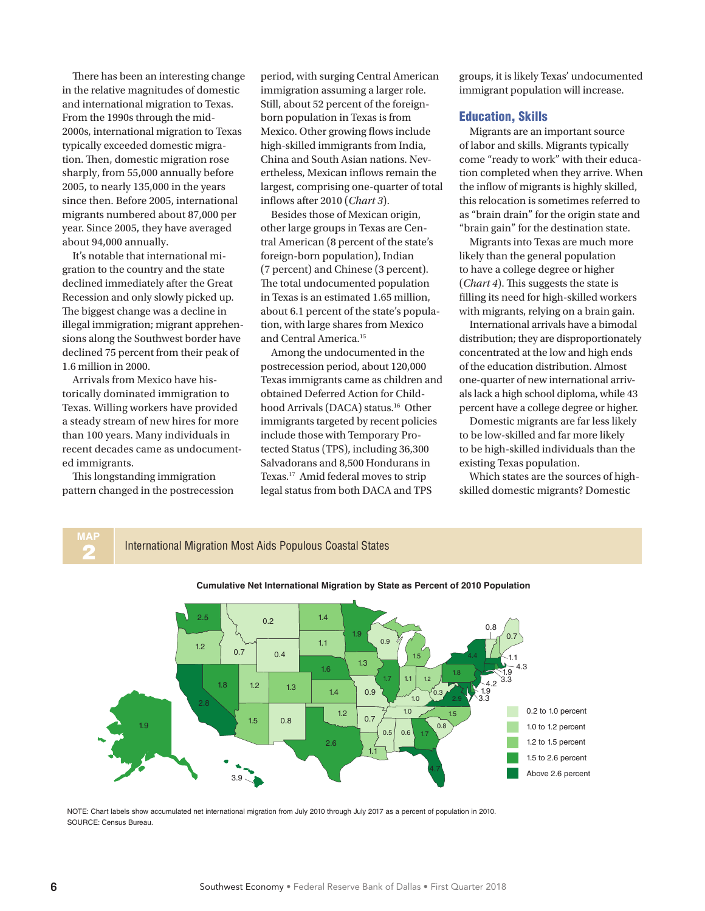There has been an interesting change in the relative magnitudes of domestic and international migration to Texas. From the 1990s through the mid-2000s, international migration to Texas typically exceeded domestic migration. Then, domestic migration rose sharply, from 55,000 annually before 2005, to nearly 135,000 in the years since then. Before 2005, international migrants numbered about 87,000 per year. Since 2005, they have averaged about 94,000 annually.

It's notable that international migration to the country and the state declined immediately after the Great Recession and only slowly picked up. The biggest change was a decline in illegal immigration; migrant apprehensions along the Southwest border have declined 75 percent from their peak of 1.6 million in 2000.

Arrivals from Mexico have historically dominated immigration to Texas. Willing workers have provided a steady stream of new hires for more than 100 years. Many individuals in recent decades came as undocumented immigrants.

This longstanding immigration pattern changed in the postrecession period, with surging Central American immigration assuming a larger role. Still, about 52 percent of the foreign-born population in Texas is from Mexico. Other growing flows include high-skilled immigrants from India, China and South Asian nations. Nevertheless, Mexican inflows remain the largest, comprising one-quarter of total inflows after 2010 (*Chart 3*).

Besides those of Mexican origin, other large groups in Texas are Central American (8 percent of the state's foreign-born population), Indian (7 percent) and Chinese (3 percent). The total undocumented population in Texas is an estimated 1.65 million, about 6.1 percent of the state's population, with large shares from Mexico and Central America.[15]

Among the undocumented in the postrecession period, about 120,000 Texas immigrants came as children and obtained Deferred Action for Childhood Arrivals (DACA) status.[16] Other immigrants targeted by recent policies include those with Temporary Protected Status (TPS), including 36,300 Salvadorans and 8,500 Hondurans in Texas.[17] Amid federal moves to strip legal status from both DACA and TPS groups, it is likely Texas' undocumented immigrant population will increase.

## Education, Skills

Migrants are an important source of labor and skills. Migrants typically come "ready to work" with their education completed when they arrive. When the inflow of migrants is highly skilled, this relocation is sometimes referred to as "brain drain" for the origin state and "brain gain" for the destination state.

Migrants into Texas are much more likely than the general population to have a college degree or higher (*Chart 4*). This suggests the state is filling its need for high-skilled workers with migrants, relying on a brain gain.

International arrivals have a bimodal distribution; they are disproportionately concentrated at the low and high ends of the education distribution. Almost one-quarter of new international arrivals lack a high school diploma, while 43 percent have a college degree or higher.

Domestic migrants are far less likely to be low-skilled and far more likely to be high-skilled individuals than the existing Texas population.

Which states are the sources of high-skilled domestic migrants? Domestic

**MAP 2** International Migration Most Aids Populous Coastal States

**Cumulative Net International Migration by State as Percent of 2010 Population**

NOTE: Chart labels show accumulated net international migration from July 2010 through July 2017 as a percent of population in 2010.
SOURCE: Census Bureau.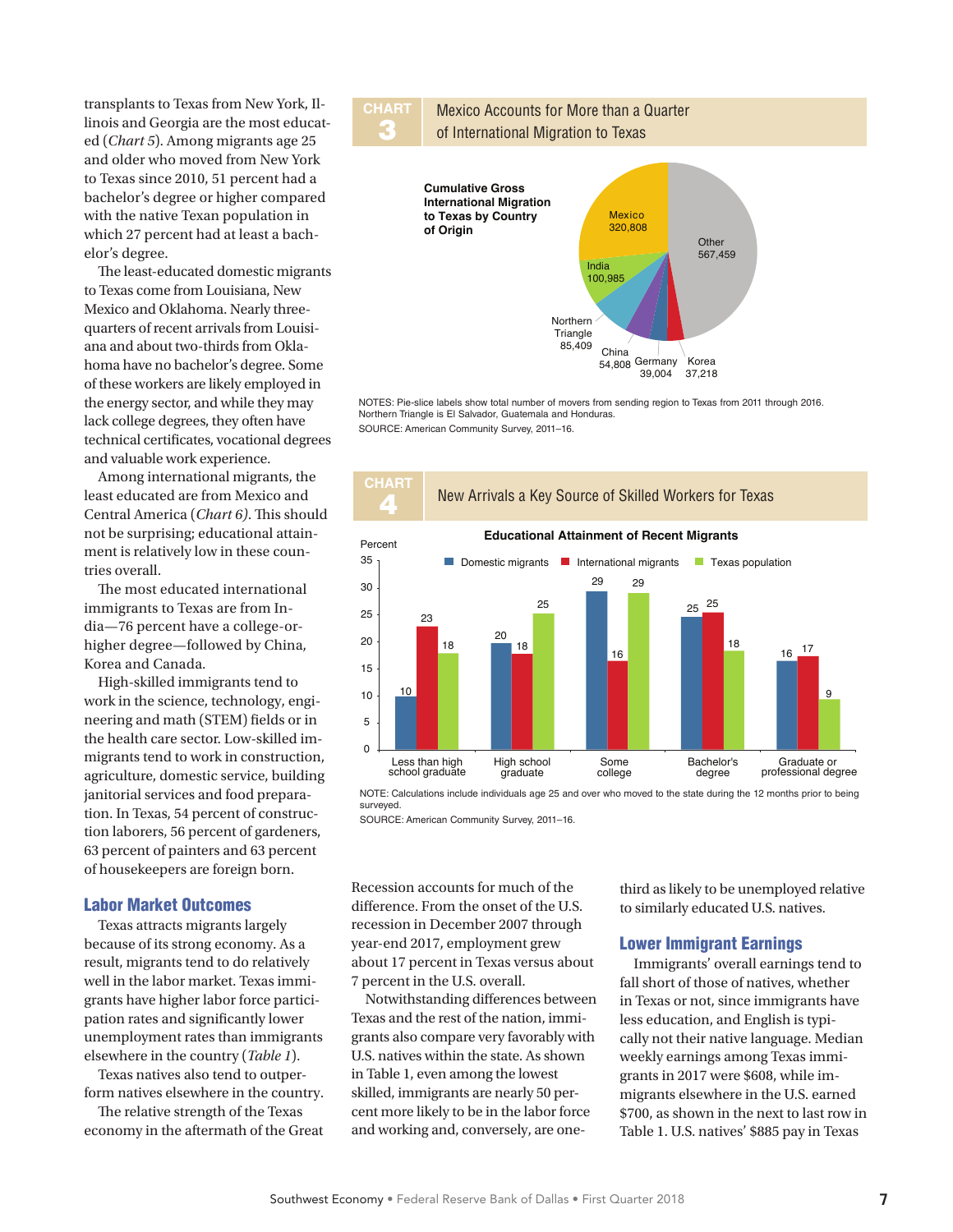transplants to Texas from New York, Illinois and Georgia are the most educated (*Chart 5*). Among migrants age 25 and older who moved from New York to Texas since 2010, 51 percent had a bachelor's degree or higher compared with the native Texan population in which 27 percent had at least a bachelor's degree.

The least-educated domestic migrants to Texas come from Louisiana, New Mexico and Oklahoma. Nearly three-quarters of recent arrivals from Louisiana and about two-thirds from Oklahoma have no bachelor's degree. Some of these workers are likely employed in the energy sector, and while they may lack college degrees, they often have technical certificates, vocational degrees and valuable work experience.

Among international migrants, the least educated are from Mexico and Central America (*Chart 6*). This should not be surprising; educational attainment is relatively low in these countries overall.

The most educated international immigrants to Texas are from India—76 percent have a college-or-higher degree—followed by China, Korea and Canada.

High-skilled immigrants tend to work in the science, technology, engineering and math (STEM) fields or in the health care sector. Low-skilled immigrants tend to work in construction, agriculture, domestic service, building janitorial services and food preparation. In Texas, 54 percent of construction laborers, 56 percent of gardeners, 63 percent of painters and 63 percent of housekeepers are foreign born.

**CHART 3** Mexico Accounts for More than a Quarter of International Migration to Texas

**Cumulative Gross International Migration to Texas by Country of Origin**

| Country of origin | Movers |
| --- | --- |
| Mexico | 320,808 |
| Other | 567,459 |
| India | 100,985 |
| Northern Triangle | 85,409 |
| China | 54,808 |
| Germany | 39,004 |
| Korea | 37,218 |

NOTES: Pie-slice labels show total number of movers from sending region to Texas from 2011 through 2016. Northern Triangle is El Salvador, Guatemala and Honduras.
SOURCE: American Community Survey, 2011–16.

**CHART 4** New Arrivals a Key Source of Skilled Workers for Texas

**Educational Attainment of Recent Migrants** (Percent)

| | Domestic migrants | International migrants | Texas population |
| --- | --- | --- | --- |
| Less than high school graduate | 10 | 23 | 18 |
| High school graduate | 20 | 18 | 25 |
| Some college | 29 | 16 | 29 |
| Bachelor's degree | 25 | 25 | 18 |
| Graduate or professional degree | 16 | 17 | 9 |

NOTE: Calculations include individuals age 25 and over who moved to the state during the 12 months prior to being surveyed.
SOURCE: American Community Survey, 2011–16.

## Labor Market Outcomes

Texas attracts migrants largely because of its strong economy. As a result, migrants tend to do relatively well in the labor market. Texas immigrants have higher labor force participation rates and significantly lower unemployment rates than immigrants elsewhere in the country (*Table 1*).

Texas natives also tend to outperform natives elsewhere in the country.

The relative strength of the Texas economy in the aftermath of the Great Recession accounts for much of the difference. From the onset of the U.S. recession in December 2007 through year-end 2017, employment grew about 17 percent in Texas versus about 7 percent in the U.S. overall.

Notwithstanding differences between Texas and the rest of the nation, immigrants also compare very favorably with U.S. natives within the state. As shown in Table 1, even among the lowest skilled, immigrants are nearly 50 percent more likely to be in the labor force and working and, conversely, are one-third as likely to be unemployed relative to similarly educated U.S. natives.

## Lower Immigrant Earnings

Immigrants' overall earnings tend to fall short of those of natives, whether in Texas or not, since immigrants have less education, and English is typically not their native language. Median weekly earnings among Texas immigrants in 2017 were $608, while immigrants elsewhere in the U.S. earned $700, as shown in the next to last row in Table 1. U.S. natives' $885 pay in Texas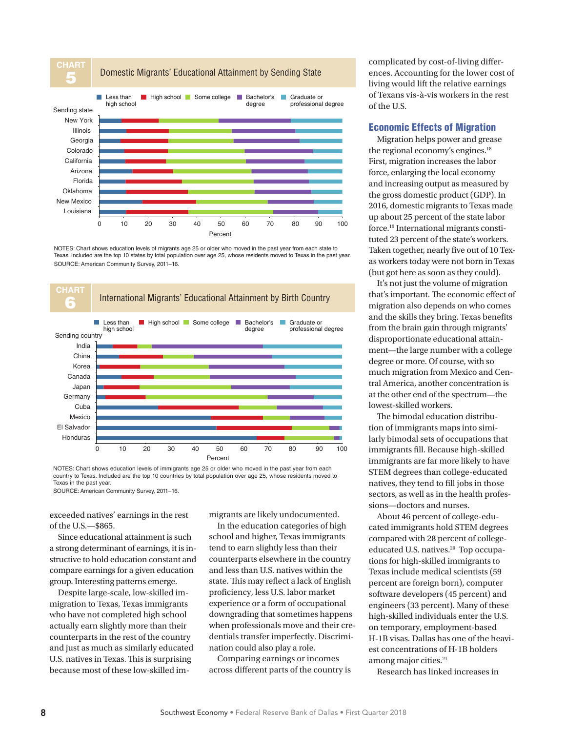## CHART 5

### Domestic Migrants' Educational Attainment by Sending State

Legend: Less than high school; High school; Some college; Bachelor's degree; Graduate or professional degree

Sending state: New York, Illinois, Georgia, Colorado, California, Arizona, Florida, Oklahoma, New Mexico, Louisiana

Percent (0–100)

NOTES: Chart shows education levels of migrants age 25 or older who moved in the past year from each state to Texas. Included are the top 10 states by total population over age 25, whose residents moved to Texas in the past year.

SOURCE: American Community Survey, 2011–16.

## CHART 6

### International Migrants' Educational Attainment by Birth Country

Legend: Less than high school; High school; Some college; Bachelor's degree; Graduate or professional degree

Sending country: India, China, Korea, Canada, Japan, Germany, Cuba, Mexico, El Salvador, Honduras

Percent (0–100)

NOTES: Chart shows education levels of immigrants age 25 or older who moved in the past year from each country to Texas. Included are the top 10 countries by total population over age 25, whose residents moved to Texas in the past year.

SOURCE: American Community Survey, 2011–16.

exceeded natives' earnings in the rest of the U.S.—$865.

Since educational attainment is such a strong determinant of earnings, it is instructive to hold education constant and compare earnings for a given education group. Interesting patterns emerge.

Despite large-scale, low-skilled immigration to Texas, Texas immigrants who have not completed high school actually earn slightly more than their counterparts in the rest of the country and just as much as similarly educated U.S. natives in Texas. This is surprising because most of these low-skilled immigrants are likely undocumented.

In the education categories of high school and higher, Texas immigrants tend to earn slightly less than their counterparts elsewhere in the country and less than U.S. natives within the state. This may reflect a lack of English proficiency, less U.S. labor market experience or a form of occupational downgrading that sometimes happens when professionals move and their credentials transfer imperfectly. Discrimination could also play a role.

Comparing earnings or incomes across different parts of the country is complicated by cost-of-living differences. Accounting for the lower cost of living would lift the relative earnings of Texans vis-à-vis workers in the rest of the U.S.

## Economic Effects of Migration

Migration helps power and grease the regional economy's engines.[18] First, migration increases the labor force, enlarging the local economy and increasing output as measured by the gross domestic product (GDP). In 2016, domestic migrants to Texas made up about 25 percent of the state labor force.[19] International migrants constituted 23 percent of the state's workers. Taken together, nearly five out of 10 Texas workers today were not born in Texas (but got here as soon as they could).

It's not just the volume of migration that's important. The economic effect of migration also depends on who comes and the skills they bring. Texas benefits from the brain gain through migrants' disproportionate educational attainment—the large number with a college degree or more. Of course, with so much migration from Mexico and Central America, another concentration is at the other end of the spectrum—the lowest-skilled workers.

The bimodal education distribution of immigrants maps into similarly bimodal sets of occupations that immigrants fill. Because high-skilled immigrants are far more likely to have STEM degrees than college-educated natives, they tend to fill jobs in those sectors, as well as in the health professions—doctors and nurses.

About 46 percent of college-educated immigrants hold STEM degrees compared with 28 percent of college-educated U.S. natives.[20] Top occupations for high-skilled immigrants to Texas include medical scientists (59 percent are foreign born), computer software developers (45 percent) and engineers (33 percent). Many of these high-skilled individuals enter the U.S. on temporary, employment-based H-1B visas. Dallas has one of the heaviest concentrations of H-1B holders among major cities.[21]

Research has linked increases in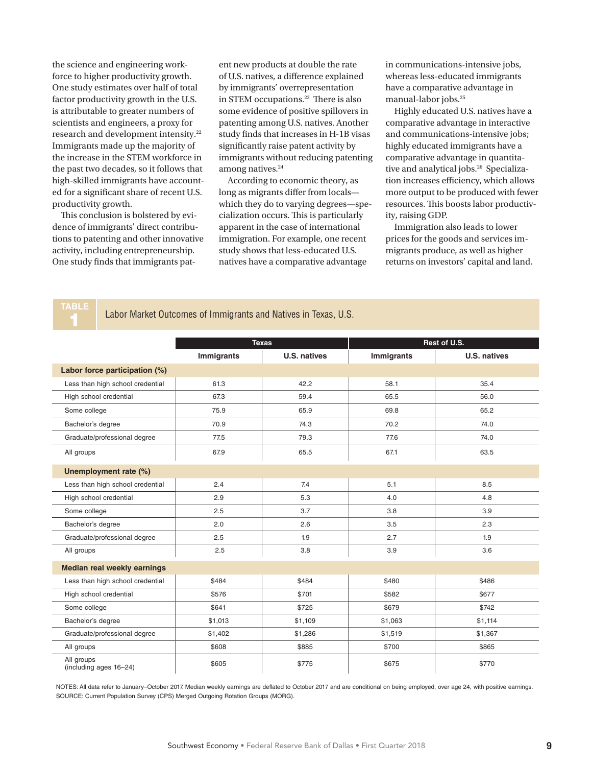the science and engineering workforce to higher productivity growth. One study estimates over half of total factor productivity growth in the U.S. is attributable to greater numbers of scientists and engineers, a proxy for research and development intensity.[22] Immigrants made up the majority of the increase in the STEM workforce in the past two decades, so it follows that high-skilled immigrants have accounted for a significant share of recent U.S. productivity growth.

This conclusion is bolstered by evidence of immigrants' direct contributions to patenting and other innovative activity, including entrepreneurship. One study finds that immigrants patent new products at double the rate of U.S. natives, a difference explained by immigrants' overrepresentation in STEM occupations.[23] There is also some evidence of positive spillovers in patenting among U.S. natives. Another study finds that increases in H-1B visas significantly raise patent activity by immigrants without reducing patenting among natives.[24]

According to economic theory, as long as migrants differ from locals—which they do to varying degrees—specialization occurs. This is particularly apparent in the case of international immigration. For example, one recent study shows that less-educated U.S. natives have a comparative advantage in communications-intensive jobs, whereas less-educated immigrants have a comparative advantage in manual-labor jobs.[25]

Highly educated U.S. natives have a comparative advantage in interactive and communications-intensive jobs; highly educated immigrants have a comparative advantage in quantitative and analytical jobs.[26] Specialization increases efficiency, which allows more output to be produced with fewer resources. This boosts labor productivity, raising GDP.

Immigration also leads to lower prices for the goods and services immigrants produce, as well as higher returns on investors' capital and land.

**TABLE 1** Labor Market Outcomes of Immigrants and Natives in Texas, U.S.

| | Texas | | Rest of U.S. | |
|---|---|---|---|---|
| | **Immigrants** | **U.S. natives** | **Immigrants** | **U.S. natives** |
| **Labor force participation (%)** | | | | |
| Less than high school credential | 61.3 | 42.2 | 58.1 | 35.4 |
| High school credential | 67.3 | 59.4 | 65.5 | 56.0 |
| Some college | 75.9 | 65.9 | 69.8 | 65.2 |
| Bachelor's degree | 70.9 | 74.3 | 70.2 | 74.0 |
| Graduate/professional degree | 77.5 | 79.3 | 77.6 | 74.0 |
| All groups | 67.9 | 65.5 | 67.1 | 63.5 |
| **Unemployment rate (%)** | | | | |
| Less than high school credential | 2.4 | 7.4 | 5.1 | 8.5 |
| High school credential | 2.9 | 5.3 | 4.0 | 4.8 |
| Some college | 2.5 | 3.7 | 3.8 | 3.9 |
| Bachelor's degree | 2.0 | 2.6 | 3.5 | 2.3 |
| Graduate/professional degree | 2.5 | 1.9 | 2.7 | 1.9 |
| All groups | 2.5 | 3.8 | 3.9 | 3.6 |
| **Median real weekly earnings** | | | | |
| Less than high school credential | $484 | $484 | $480 | $486 |
| High school credential | $576 | $701 | $582 | $677 |
| Some college | $641 | $725 | $679 | $742 |
| Bachelor's degree | $1,013 | $1,109 | $1,063 | $1,114 |
| Graduate/professional degree | $1,402 | $1,286 | $1,519 | $1,367 |
| All groups | $608 | $885 | $700 | $865 |
| All groups (including ages 16–24) | $605 | $775 | $675 | $770 |

NOTES: All data refer to January–October 2017. Median weekly earnings are deflated to October 2017 and are conditional on being employed, over age 24, with positive earnings.
SOURCE: Current Population Survey (CPS) Merged Outgoing Rotation Groups (MORG).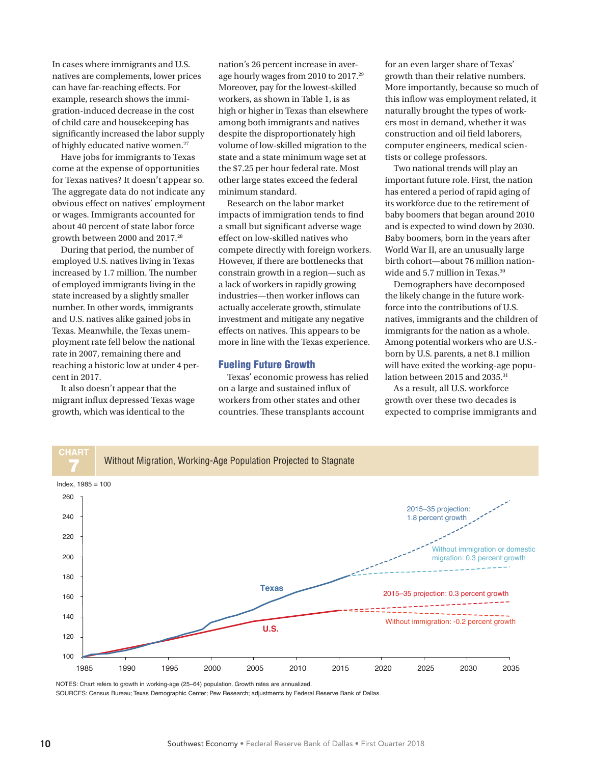In cases where immigrants and U.S. natives are complements, lower prices can have far-reaching effects. For example, research shows the immigration-induced decrease in the cost of child care and housekeeping has significantly increased the labor supply of highly educated native women.[27]

Have jobs for immigrants to Texas come at the expense of opportunities for Texas natives? It doesn't appear so. The aggregate data do not indicate any obvious effect on natives' employment or wages. Immigrants accounted for about 40 percent of state labor force growth between 2000 and 2017.[28]

During that period, the number of employed U.S. natives living in Texas increased by 1.7 million. The number of employed immigrants living in the state increased by a slightly smaller number. In other words, immigrants and U.S. natives alike gained jobs in Texas. Meanwhile, the Texas unemployment rate fell below the national rate in 2007, remaining there and reaching a historic low at under 4 percent in 2017.

It also doesn't appear that the migrant influx depressed Texas wage growth, which was identical to the nation's 26 percent increase in average hourly wages from 2010 to 2017.[29] Moreover, pay for the lowest-skilled workers, as shown in Table 1, is as high or higher in Texas than elsewhere among both immigrants and natives despite the disproportionately high volume of low-skilled migration to the state and a state minimum wage set at the $7.25 per hour federal rate. Most other large states exceed the federal minimum standard.

Research on the labor market impacts of immigration tends to find a small but significant adverse wage effect on low-skilled natives who compete directly with foreign workers. However, if there are bottlenecks that constrain growth in a region—such as a lack of workers in rapidly growing industries—then worker inflows can actually accelerate growth, stimulate investment and mitigate any negative effects on natives. This appears to be more in line with the Texas experience.

## Fueling Future Growth

Texas' economic prowess has relied on a large and sustained influx of workers from other states and other countries. These transplants account for an even larger share of Texas' growth than their relative numbers. More importantly, because so much of this inflow was employment related, it naturally brought the types of workers most in demand, whether it was construction and oil field laborers, computer engineers, medical scientists or college professors.

Two national trends will play an important future role. First, the nation has entered a period of rapid aging of its workforce due to the retirement of baby boomers that began around 2010 and is expected to wind down by 2030. Baby boomers, born in the years after World War II, are an unusually large birth cohort—about 76 million nationwide and 5.7 million in Texas.[30]

Demographers have decomposed the likely change in the future workforce into the contributions of U.S. natives, immigrants and the children of immigrants for the nation as a whole. Among potential workers who are U.S.-born by U.S. parents, a net 8.1 million will have exited the working-age population between 2015 and 2035.[31]

As a result, all U.S. workforce growth over these two decades is expected to comprise immigrants and

**CHART 7** Without Migration, Working-Age Population Projected to Stagnate

NOTES: Chart refers to growth in working-age (25–64) population. Growth rates are annualized.
SOURCES: Census Bureau; Texas Demographic Center; Pew Research; adjustments by Federal Reserve Bank of Dallas.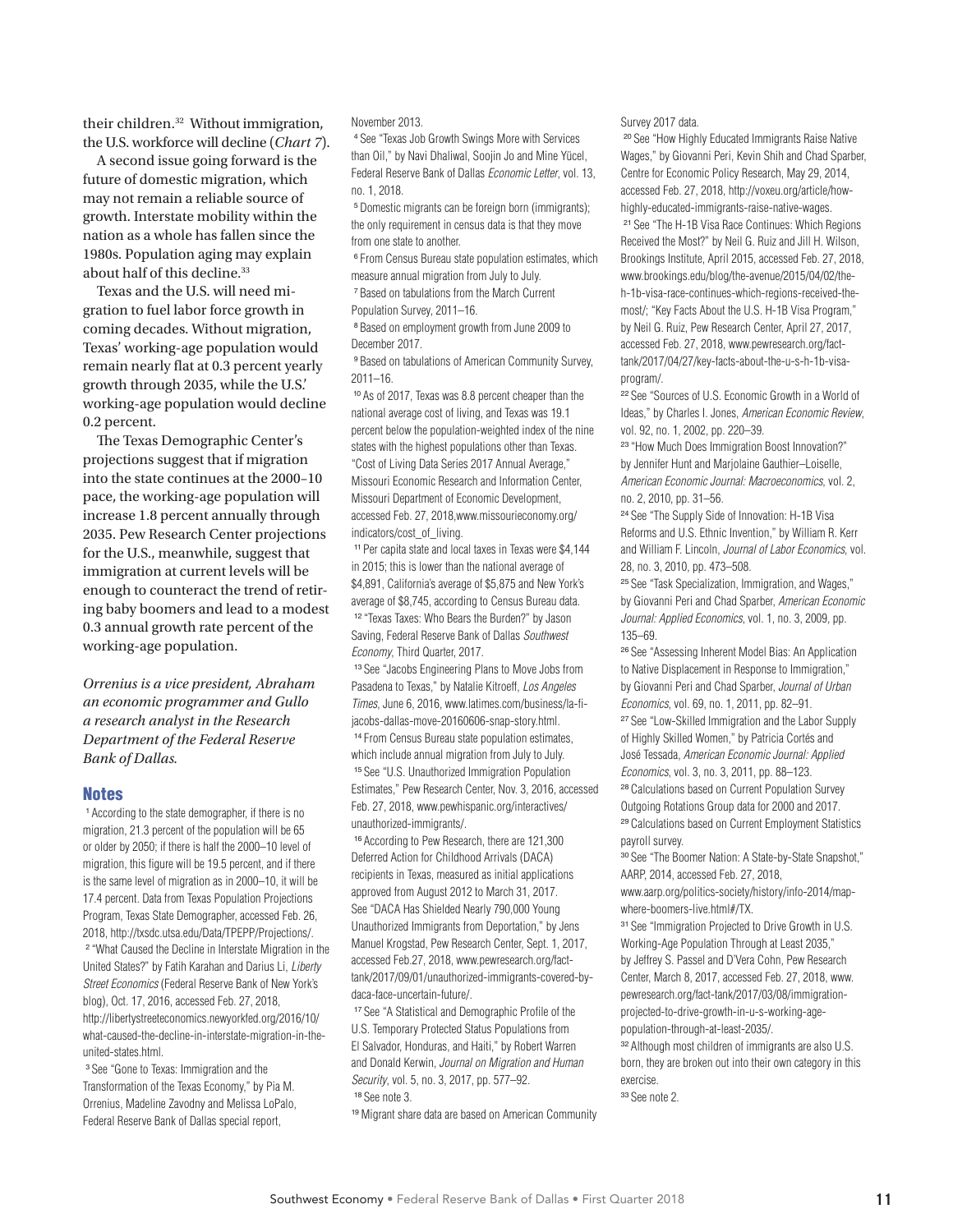their children.[32] Without immigration, the U.S. workforce will decline (*Chart 7*).

A second issue going forward is the future of domestic migration, which may not remain a reliable source of growth. Interstate mobility within the nation as a whole has fallen since the 1980s. Population aging may explain about half of this decline.[33]

Texas and the U.S. will need migration to fuel labor force growth in coming decades. Without migration, Texas' working-age population would remain nearly flat at 0.3 percent yearly growth through 2035, while the U.S.' working-age population would decline 0.2 percent.

The Texas Demographic Center's projections suggest that if migration into the state continues at the 2000–10 pace, the working-age population will increase 1.8 percent annually through 2035. Pew Research Center projections for the U.S., meanwhile, suggest that immigration at current levels will be enough to counteract the trend of retiring baby boomers and lead to a modest 0.3 annual growth rate percent of the working-age population.

*Orrenius is a vice president, Abraham an economic programmer and Gullo a research analyst in the Research Department of the Federal Reserve Bank of Dallas.*

## Notes

[1] According to the state demographer, if there is no migration, 21.3 percent of the population will be 65 or older by 2050; if there is half the 2000–10 level of migration, this figure will be 19.5 percent, and if there is the same level of migration as in 2000–10, it will be 17.4 percent. Data from Texas Population Projections Program, Texas State Demographer, accessed Feb. 26, 2018, http://txsdc.utsa.edu/Data/TPEPP/Projections/.

[2] "What Caused the Decline in Interstate Migration in the United States?" by Fatih Karahan and Darius Li, *Liberty Street Economics* (Federal Reserve Bank of New York's blog), Oct. 17, 2016, accessed Feb. 27, 2018, http://libertystreeteconomics.newyorkfed.org/2016/10/what-caused-the-decline-in-interstate-migration-in-the-united-states.html.

[3] See "Gone to Texas: Immigration and the Transformation of the Texas Economy," by Pia M. Orrenius, Madeline Zavodny and Melissa LoPalo, Federal Reserve Bank of Dallas special report, November 2013.

[4] See "Texas Job Growth Swings More with Services than Oil," by Navi Dhaliwal, Soojin Jo and Mine Yücel, Federal Reserve Bank of Dallas *Economic Letter*, vol. 13, no. 1, 2018.

[5] Domestic migrants can be foreign born (immigrants); the only requirement in census data is that they move from one state to another.

[6] From Census Bureau state population estimates, which measure annual migration from July to July.

[7] Based on tabulations from the March Current Population Survey, 2011–16.

[8] Based on employment growth from June 2009 to December 2017.

[9] Based on tabulations of American Community Survey, 2011–16.

[10] As of 2017, Texas was 8.8 percent cheaper than the national average cost of living, and Texas was 19.1 percent below the population-weighted index of the nine states with the highest populations other than Texas. "Cost of Living Data Series 2017 Annual Average," Missouri Economic Research and Information Center, Missouri Department of Economic Development, accessed Feb. 27, 2018,www.missourieconomy.org/indicators/cost_of_living.

[11] Per capita state and local taxes in Texas were $4,144 in 2015; this is lower than the national average of $4,891, California's average of $5,875 and New York's average of $8,745, according to Census Bureau data.

[12] "Texas Taxes: Who Bears the Burden?" by Jason Saving, Federal Reserve Bank of Dallas *Southwest Economy*, Third Quarter, 2017.

[13] See "Jacobs Engineering Plans to Move Jobs from Pasadena to Texas," by Natalie Kitroeff, *Los Angeles Times*, June 6, 2016, www.latimes.com/business/la-fi-jacobs-dallas-move-20160606-snap-story.html.

[14] From Census Bureau state population estimates, which include annual migration from July to July.

[15] See "U.S. Unauthorized Immigration Population Estimates," Pew Research Center, Nov. 3, 2016, accessed Feb. 27, 2018, www.pewhispanic.org/interactives/unauthorized-immigrants/.

[16] According to Pew Research, there are 121,300 Deferred Action for Childhood Arrivals (DACA) recipients in Texas, measured as initial applications approved from August 2012 to March 31, 2017. See "DACA Has Shielded Nearly 790,000 Young Unauthorized Immigrants from Deportation," by Jens Manuel Krogstad, Pew Research Center, Sept. 1, 2017, accessed Feb.27, 2018, www.pewresearch.org/fact-tank/2017/09/01/unauthorized-immigrants-covered-by-daca-face-uncertain-future/.

[17] See "A Statistical and Demographic Profile of the U.S. Temporary Protected Status Populations from El Salvador, Honduras, and Haiti," by Robert Warren and Donald Kerwin, *Journal on Migration and Human Security*, vol. 5, no. 3, 2017, pp. 577–92.

[18] See note 3.

[19] Migrant share data are based on American Community Survey 2017 data.

[20] See "How Highly Educated Immigrants Raise Native Wages," by Giovanni Peri, Kevin Shih and Chad Sparber, Centre for Economic Policy Research, May 29, 2014, accessed Feb. 27, 2018, http://voxeu.org/article/how-highly-educated-immigrants-raise-native-wages.

[21] See "The H-1B Visa Race Continues: Which Regions Received the Most?" by Neil G. Ruiz and Jill H. Wilson, Brookings Institute, April 2015, accessed Feb. 27, 2018, www.brookings.edu/blog/the-avenue/2015/04/02/the-h-1b-visa-race-continues-which-regions-received-the-most/; "Key Facts About the U.S. H-1B Visa Program," by Neil G. Ruiz, Pew Research Center, April 27, 2017, accessed Feb. 27, 2018, www.pewresearch.org/fact-tank/2017/04/27/key-facts-about-the-u-s-h-1b-visa-program/.

[22] See "Sources of U.S. Economic Growth in a World of Ideas," by Charles I. Jones, *American Economic Review*, vol. 92, no. 1, 2002, pp. 220–39.

[23] "How Much Does Immigration Boost Innovation?" by Jennifer Hunt and Marjolaine Gauthier–Loiselle, *American Economic Journal: Macroeconomics*, vol. 2, no. 2, 2010, pp. 31–56.

[24] See "The Supply Side of Innovation: H-1B Visa Reforms and U.S. Ethnic Invention," by William R. Kerr and William F. Lincoln, *Journal of Labor Economics*, vol. 28, no. 3, 2010, pp. 473–508.

[25] See "Task Specialization, Immigration, and Wages," by Giovanni Peri and Chad Sparber, *American Economic Journal: Applied Economics*, vol. 1, no. 3, 2009, pp. 135–69.

[26] See "Assessing Inherent Model Bias: An Application to Native Displacement in Response to Immigration," by Giovanni Peri and Chad Sparber, *Journal of Urban Economics*, vol. 69, no. 1, 2011, pp. 82–91.

[27] See "Low-Skilled Immigration and the Labor Supply of Highly Skilled Women," by Patricia Cortés and José Tessada, *American Economic Journal: Applied Economics*, vol. 3, no. 3, 2011, pp. 88–123.

[28] Calculations based on Current Population Survey Outgoing Rotations Group data for 2000 and 2017.

[29] Calculations based on Current Employment Statistics payroll survey.

[30] See "The Boomer Nation: A State-by-State Snapshot," AARP, 2014, accessed Feb. 27, 2018, www.aarp.org/politics-society/history/info-2014/map-where-boomers-live.html#/TX.

[31] See "Immigration Projected to Drive Growth in U.S. Working-Age Population Through at Least 2035," by Jeffrey S. Passel and D'Vera Cohn, Pew Research Center, March 8, 2017, accessed Feb. 27, 2018, www.pewresearch.org/fact-tank/2017/03/08/immigration-projected-to-drive-growth-in-u-s-working-age-population-through-at-least-2035/.

[32] Although most children of immigrants are also U.S. born, they are broken out into their own category in this exercise.

[33] See note 2.